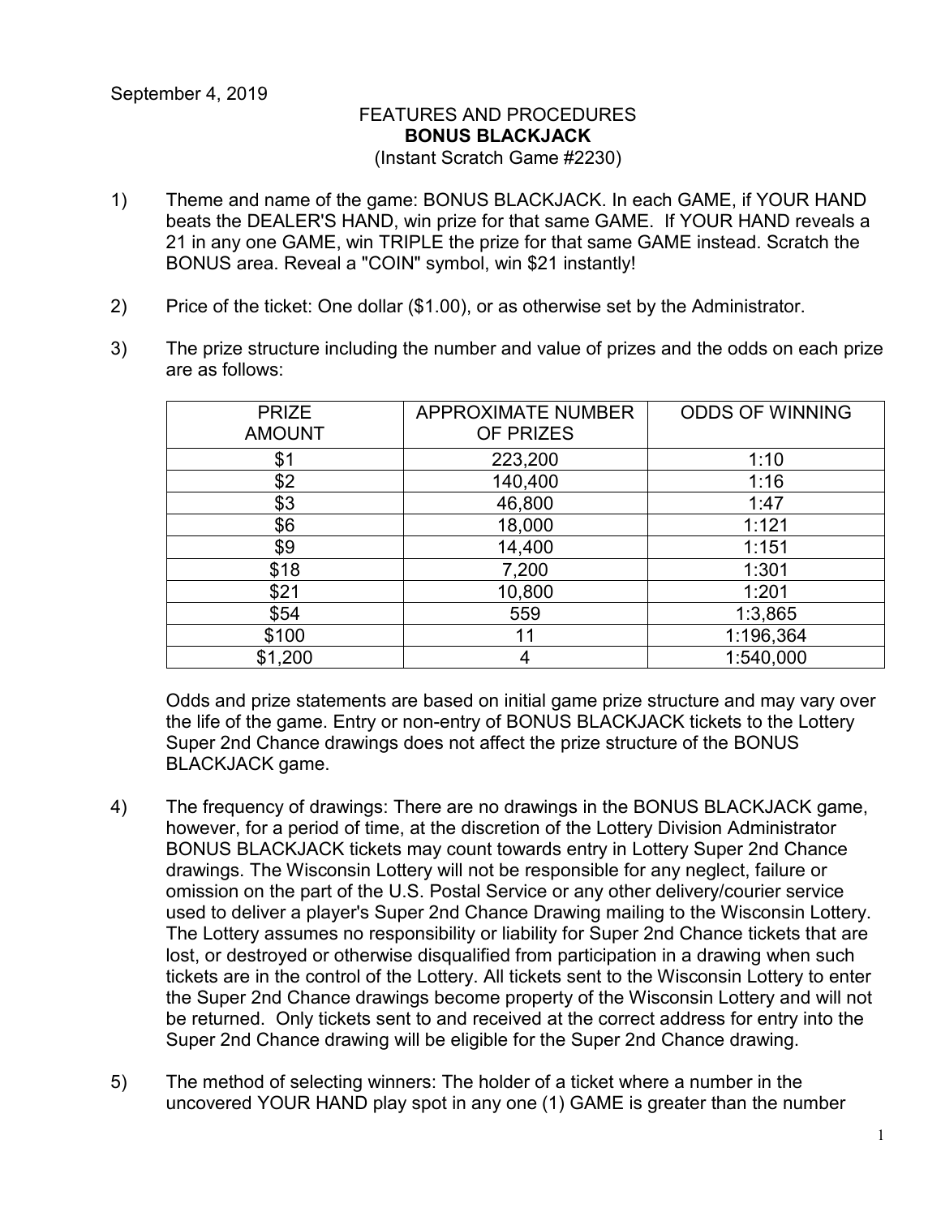September 4, 2019

FEATURES AND PROCEDURES
**BONUS BLACKJACK**
(Instant Scratch Game #2230)

1) Theme and name of the game: BONUS BLACKJACK. In each GAME, if YOUR HAND beats the DEALER'S HAND, win prize for that same GAME. If YOUR HAND reveals a 21 in any one GAME, win TRIPLE the prize for that same GAME instead. Scratch the BONUS area. Reveal a "COIN" symbol, win $21 instantly!

2) Price of the ticket: One dollar ($1.00), or as otherwise set by the Administrator.

3) The prize structure including the number and value of prizes and the odds on each prize are as follows:

| PRIZE AMOUNT | APPROXIMATE NUMBER OF PRIZES | ODDS OF WINNING |
|---|---|---|
| $1 | 223,200 | 1:10 |
| $2 | 140,400 | 1:16 |
| $3 | 46,800 | 1:47 |
| $6 | 18,000 | 1:121 |
| $9 | 14,400 | 1:151 |
| $18 | 7,200 | 1:301 |
| $21 | 10,800 | 1:201 |
| $54 | 559 | 1:3,865 |
| $100 | 11 | 1:196,364 |
| $1,200 | 4 | 1:540,000 |

Odds and prize statements are based on initial game prize structure and may vary over the life of the game. Entry or non-entry of BONUS BLACKJACK tickets to the Lottery Super 2nd Chance drawings does not affect the prize structure of the BONUS BLACKJACK game.

4) The frequency of drawings: There are no drawings in the BONUS BLACKJACK game, however, for a period of time, at the discretion of the Lottery Division Administrator BONUS BLACKJACK tickets may count towards entry in Lottery Super 2nd Chance drawings. The Wisconsin Lottery will not be responsible for any neglect, failure or omission on the part of the U.S. Postal Service or any other delivery/courier service used to deliver a player's Super 2nd Chance Drawing mailing to the Wisconsin Lottery. The Lottery assumes no responsibility or liability for Super 2nd Chance tickets that are lost, or destroyed or otherwise disqualified from participation in a drawing when such tickets are in the control of the Lottery. All tickets sent to the Wisconsin Lottery to enter the Super 2nd Chance drawings become property of the Wisconsin Lottery and will not be returned. Only tickets sent to and received at the correct address for entry into the Super 2nd Chance drawing will be eligible for the Super 2nd Chance drawing.

5) The method of selecting winners: The holder of a ticket where a number in the uncovered YOUR HAND play spot in any one (1) GAME is greater than the number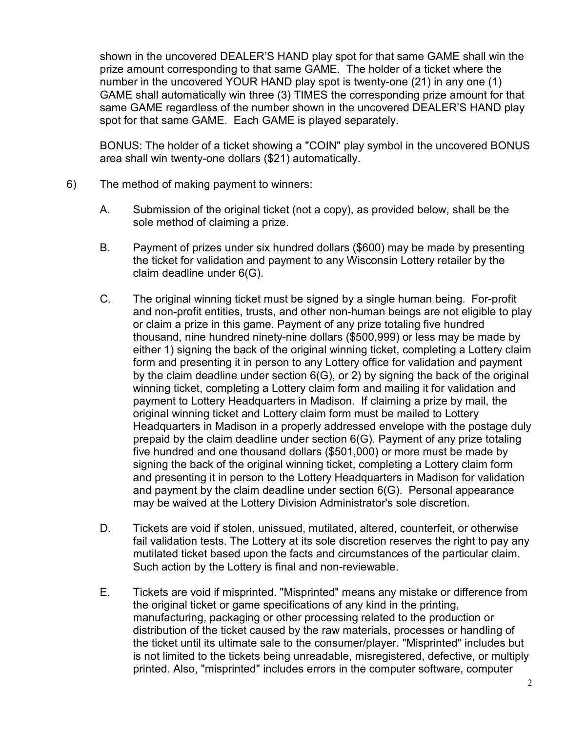shown in the uncovered DEALER'S HAND play spot for that same GAME shall win the prize amount corresponding to that same GAME. The holder of a ticket where the number in the uncovered YOUR HAND play spot is twenty-one (21) in any one (1) GAME shall automatically win three (3) TIMES the corresponding prize amount for that same GAME regardless of the number shown in the uncovered DEALER'S HAND play spot for that same GAME. Each GAME is played separately.

BONUS: The holder of a ticket showing a "COIN" play symbol in the uncovered BONUS area shall win twenty-one dollars ($21) automatically.

6) The method of making payment to winners:

   A. Submission of the original ticket (not a copy), as provided below, shall be the sole method of claiming a prize.

   B. Payment of prizes under six hundred dollars ($600) may be made by presenting the ticket for validation and payment to any Wisconsin Lottery retailer by the claim deadline under 6(G).

   C. The original winning ticket must be signed by a single human being. For-profit and non-profit entities, trusts, and other non-human beings are not eligible to play or claim a prize in this game. Payment of any prize totaling five hundred thousand, nine hundred ninety-nine dollars ($500,999) or less may be made by either 1) signing the back of the original winning ticket, completing a Lottery claim form and presenting it in person to any Lottery office for validation and payment by the claim deadline under section 6(G), or 2) by signing the back of the original winning ticket, completing a Lottery claim form and mailing it for validation and payment to Lottery Headquarters in Madison. If claiming a prize by mail, the original winning ticket and Lottery claim form must be mailed to Lottery Headquarters in Madison in a properly addressed envelope with the postage duly prepaid by the claim deadline under section 6(G). Payment of any prize totaling five hundred and one thousand dollars ($501,000) or more must be made by signing the back of the original winning ticket, completing a Lottery claim form and presenting it in person to the Lottery Headquarters in Madison for validation and payment by the claim deadline under section 6(G). Personal appearance may be waived at the Lottery Division Administrator's sole discretion.

   D. Tickets are void if stolen, unissued, mutilated, altered, counterfeit, or otherwise fail validation tests. The Lottery at its sole discretion reserves the right to pay any mutilated ticket based upon the facts and circumstances of the particular claim. Such action by the Lottery is final and non-reviewable.

   E. Tickets are void if misprinted. "Misprinted" means any mistake or difference from the original ticket or game specifications of any kind in the printing, manufacturing, packaging or other processing related to the production or distribution of the ticket caused by the raw materials, processes or handling of the ticket until its ultimate sale to the consumer/player. "Misprinted" includes but is not limited to the tickets being unreadable, misregistered, defective, or multiply printed. Also, "misprinted" includes errors in the computer software, computer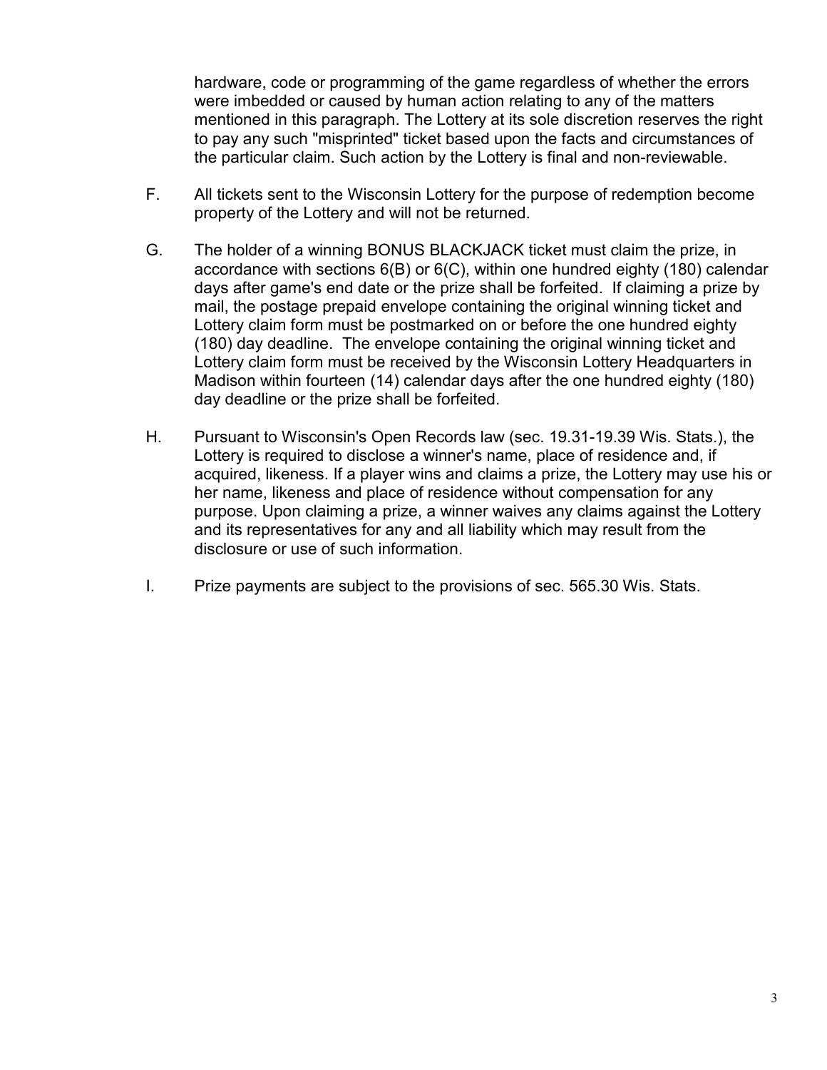hardware, code or programming of the game regardless of whether the errors were imbedded or caused by human action relating to any of the matters mentioned in this paragraph. The Lottery at its sole discretion reserves the right to pay any such "misprinted" ticket based upon the facts and circumstances of the particular claim. Such action by the Lottery is final and non-reviewable.

F. All tickets sent to the Wisconsin Lottery for the purpose of redemption become property of the Lottery and will not be returned.

G. The holder of a winning BONUS BLACKJACK ticket must claim the prize, in accordance with sections 6(B) or 6(C), within one hundred eighty (180) calendar days after game's end date or the prize shall be forfeited. If claiming a prize by mail, the postage prepaid envelope containing the original winning ticket and Lottery claim form must be postmarked on or before the one hundred eighty (180) day deadline. The envelope containing the original winning ticket and Lottery claim form must be received by the Wisconsin Lottery Headquarters in Madison within fourteen (14) calendar days after the one hundred eighty (180) day deadline or the prize shall be forfeited.

H. Pursuant to Wisconsin's Open Records law (sec. 19.31-19.39 Wis. Stats.), the Lottery is required to disclose a winner's name, place of residence and, if acquired, likeness. If a player wins and claims a prize, the Lottery may use his or her name, likeness and place of residence without compensation for any purpose. Upon claiming a prize, a winner waives any claims against the Lottery and its representatives for any and all liability which may result from the disclosure or use of such information.

I. Prize payments are subject to the provisions of sec. 565.30 Wis. Stats.